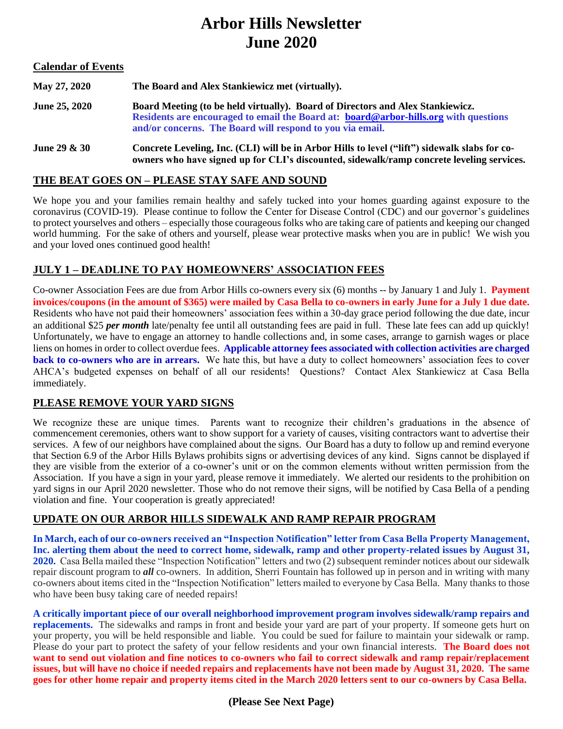# Arbor Hills Newsletter
# June 2020

## Calendar of Events

| | |
|---|---|
| **May 27, 2020** | **The Board and Alex Stankiewicz met (virtually).** |
| **June 25, 2020** | **Board Meeting (to be held virtually). Board of Directors and Alex Stankiewicz. Residents are encouraged to email the Board at: board@arbor-hills.org with questions and/or concerns. The Board will respond to you via email.** |
| **June 29 & 30** | **Concrete Leveling, Inc. (CLI) will be in Arbor Hills to level ("lift") sidewalk slabs for co-owners who have signed up for CLI's discounted, sidewalk/ramp concrete leveling services.** |

## THE BEAT GOES ON – PLEASE STAY SAFE AND SOUND

We hope you and your families remain healthy and safely tucked into your homes guarding against exposure to the coronavirus (COVID-19). Please continue to follow the Center for Disease Control (CDC) and our governor's guidelines to protect yourselves and others – especially those courageous folks who are taking care of patients and keeping our changed world humming. For the sake of others and yourself, please wear protective masks when you are in public! We wish you and your loved ones continued good health!

## JULY 1 – DEADLINE TO PAY HOMEOWNERS' ASSOCIATION FEES

Co-owner Association Fees are due from Arbor Hills co-owners every six (6) months -- by January 1 and July 1. **Payment invoices/coupons (in the amount of $365) were mailed by Casa Bella to co-owners in early June for a July 1 due date.** Residents who have not paid their homeowners' association fees within a 30-day grace period following the due date, incur an additional $25 ***per month*** late/penalty fee until all outstanding fees are paid in full. These late fees can add up quickly! Unfortunately, we have to engage an attorney to handle collections and, in some cases, arrange to garnish wages or place liens on homes in order to collect overdue fees. **Applicable attorney fees associated with collection activities are charged back to co-owners who are in arrears.** We hate this, but have a duty to collect homeowners' association fees to cover AHCA's budgeted expenses on behalf of all our residents! Questions? Contact Alex Stankiewicz at Casa Bella immediately.

## PLEASE REMOVE YOUR YARD SIGNS

We recognize these are unique times. Parents want to recognize their children's graduations in the absence of commencement ceremonies, others want to show support for a variety of causes, visiting contractors want to advertise their services. A few of our neighbors have complained about the signs. Our Board has a duty to follow up and remind everyone that Section 6.9 of the Arbor Hills Bylaws prohibits signs or advertising devices of any kind. Signs cannot be displayed if they are visible from the exterior of a co-owner's unit or on the common elements without written permission from the Association. If you have a sign in your yard, please remove it immediately. We alerted our residents to the prohibition on yard signs in our April 2020 newsletter. Those who do not remove their signs, will be notified by Casa Bella of a pending violation and fine. Your cooperation is greatly appreciated!

## UPDATE ON OUR ARBOR HILLS SIDEWALK AND RAMP REPAIR PROGRAM

**In March, each of our co-owners received an "Inspection Notification" letter from Casa Bella Property Management, Inc. alerting them about the need to correct home, sidewalk, ramp and other property-related issues by August 31, 2020.** Casa Bella mailed these "Inspection Notification" letters and two (2) subsequent reminder notices about our sidewalk repair discount program to ***all*** co-owners. In addition, Sherri Fountain has followed up in person and in writing with many co-owners about items cited in the "Inspection Notification" letters mailed to everyone by Casa Bella. Many thanks to those who have been busy taking care of needed repairs!

**A critically important piece of our overall neighborhood improvement program involves sidewalk/ramp repairs and replacements.** The sidewalks and ramps in front and beside your yard are part of your property. If someone gets hurt on your property, you will be held responsible and liable. You could be sued for failure to maintain your sidewalk or ramp. Please do your part to protect the safety of your fellow residents and your own financial interests. **The Board does not want to send out violation and fine notices to co-owners who fail to correct sidewalk and ramp repair/replacement issues, but will have no choice if needed repairs and replacements have not been made by August 31, 2020. The same goes for other home repair and property items cited in the March 2020 letters sent to our co-owners by Casa Bella.**

**(Please See Next Page)**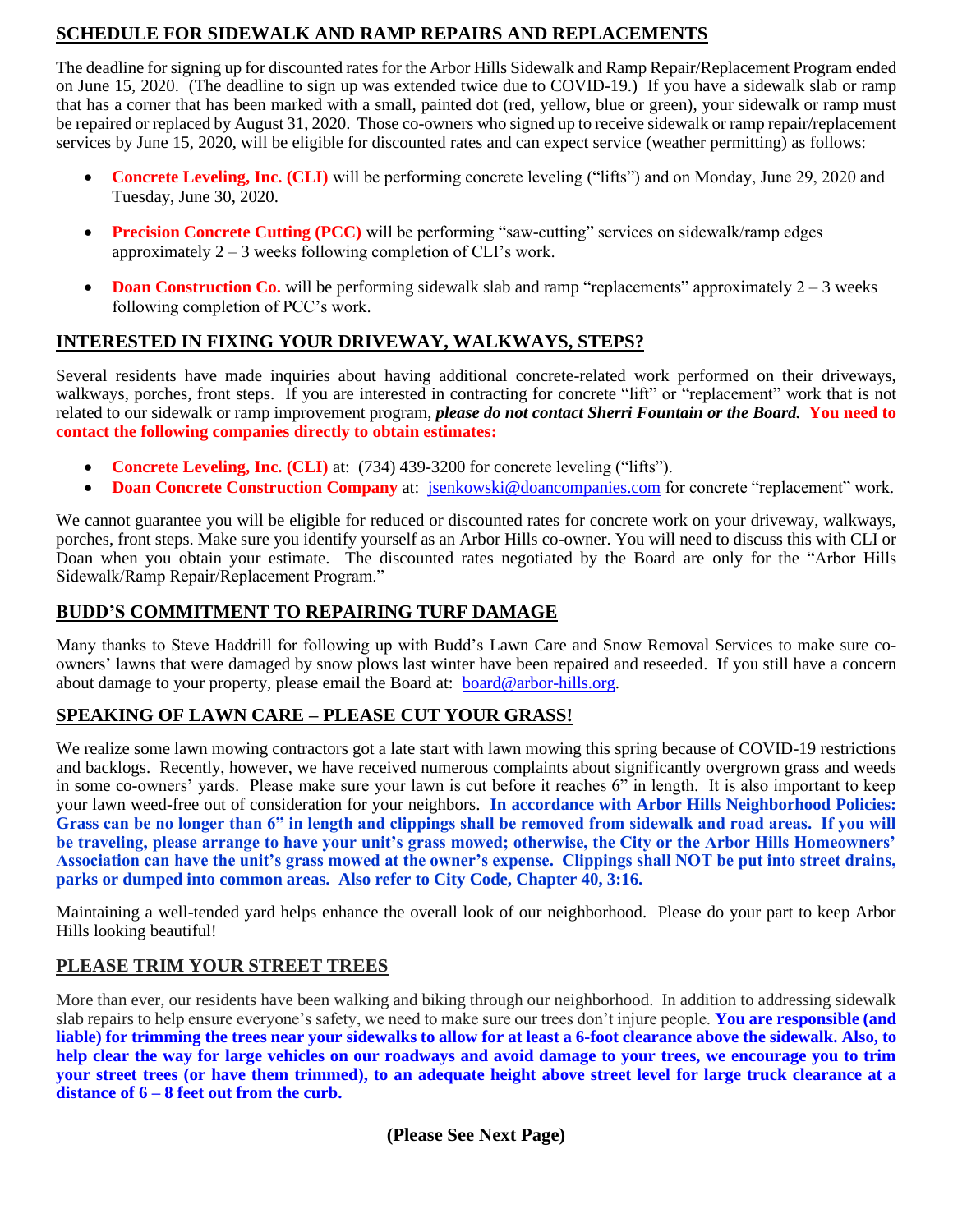## SCHEDULE FOR SIDEWALK AND RAMP REPAIRS AND REPLACEMENTS

The deadline for signing up for discounted rates for the Arbor Hills Sidewalk and Ramp Repair/Replacement Program ended on June 15, 2020. (The deadline to sign up was extended twice due to COVID-19.) If you have a sidewalk slab or ramp that has a corner that has been marked with a small, painted dot (red, yellow, blue or green), your sidewalk or ramp must be repaired or replaced by August 31, 2020. Those co-owners who signed up to receive sidewalk or ramp repair/replacement services by June 15, 2020, will be eligible for discounted rates and can expect service (weather permitting) as follows:

- **Concrete Leveling, Inc. (CLI)** will be performing concrete leveling ("lifts") and on Monday, June 29, 2020 and Tuesday, June 30, 2020.
- **Precision Concrete Cutting (PCC)** will be performing "saw-cutting" services on sidewalk/ramp edges approximately 2 – 3 weeks following completion of CLI's work.
- **Doan Construction Co.** will be performing sidewalk slab and ramp "replacements" approximately 2 – 3 weeks following completion of PCC's work.

## INTERESTED IN FIXING YOUR DRIVEWAY, WALKWAYS, STEPS?

Several residents have made inquiries about having additional concrete-related work performed on their driveways, walkways, porches, front steps. If you are interested in contracting for concrete "lift" or "replacement" work that is not related to our sidewalk or ramp improvement program, ***please do not contact Sherri Fountain or the Board.*** **You need to contact the following companies directly to obtain estimates:**

- **Concrete Leveling, Inc. (CLI)** at: (734) 439-3200 for concrete leveling ("lifts").
- **Doan Concrete Construction Company** at: jsenkowski@doancompanies.com for concrete "replacement" work.

We cannot guarantee you will be eligible for reduced or discounted rates for concrete work on your driveway, walkways, porches, front steps. Make sure you identify yourself as an Arbor Hills co-owner. You will need to discuss this with CLI or Doan when you obtain your estimate. The discounted rates negotiated by the Board are only for the "Arbor Hills Sidewalk/Ramp Repair/Replacement Program."

## BUDD'S COMMITMENT TO REPAIRING TURF DAMAGE

Many thanks to Steve Haddrill for following up with Budd's Lawn Care and Snow Removal Services to make sure co-owners' lawns that were damaged by snow plows last winter have been repaired and reseeded. If you still have a concern about damage to your property, please email the Board at: board@arbor-hills.org.

## SPEAKING OF LAWN CARE – PLEASE CUT YOUR GRASS!

We realize some lawn mowing contractors got a late start with lawn mowing this spring because of COVID-19 restrictions and backlogs. Recently, however, we have received numerous complaints about significantly overgrown grass and weeds in some co-owners' yards. Please make sure your lawn is cut before it reaches 6" in length. It is also important to keep your lawn weed-free out of consideration for your neighbors. **In accordance with Arbor Hills Neighborhood Policies: Grass can be no longer than 6" in length and clippings shall be removed from sidewalk and road areas. If you will be traveling, please arrange to have your unit's grass mowed; otherwise, the City or the Arbor Hills Homeowners' Association can have the unit's grass mowed at the owner's expense. Clippings shall NOT be put into street drains, parks or dumped into common areas. Also refer to City Code, Chapter 40, 3:16.**

Maintaining a well-tended yard helps enhance the overall look of our neighborhood. Please do your part to keep Arbor Hills looking beautiful!

## PLEASE TRIM YOUR STREET TREES

More than ever, our residents have been walking and biking through our neighborhood. In addition to addressing sidewalk slab repairs to help ensure everyone's safety, we need to make sure our trees don't injure people. **You are responsible (and liable) for trimming the trees near your sidewalks to allow for at least a 6-foot clearance above the sidewalk. Also, to help clear the way for large vehicles on our roadways and avoid damage to your trees, we encourage you to trim your street trees (or have them trimmed), to an adequate height above street level for large truck clearance at a distance of 6 – 8 feet out from the curb.**

**(Please See Next Page)**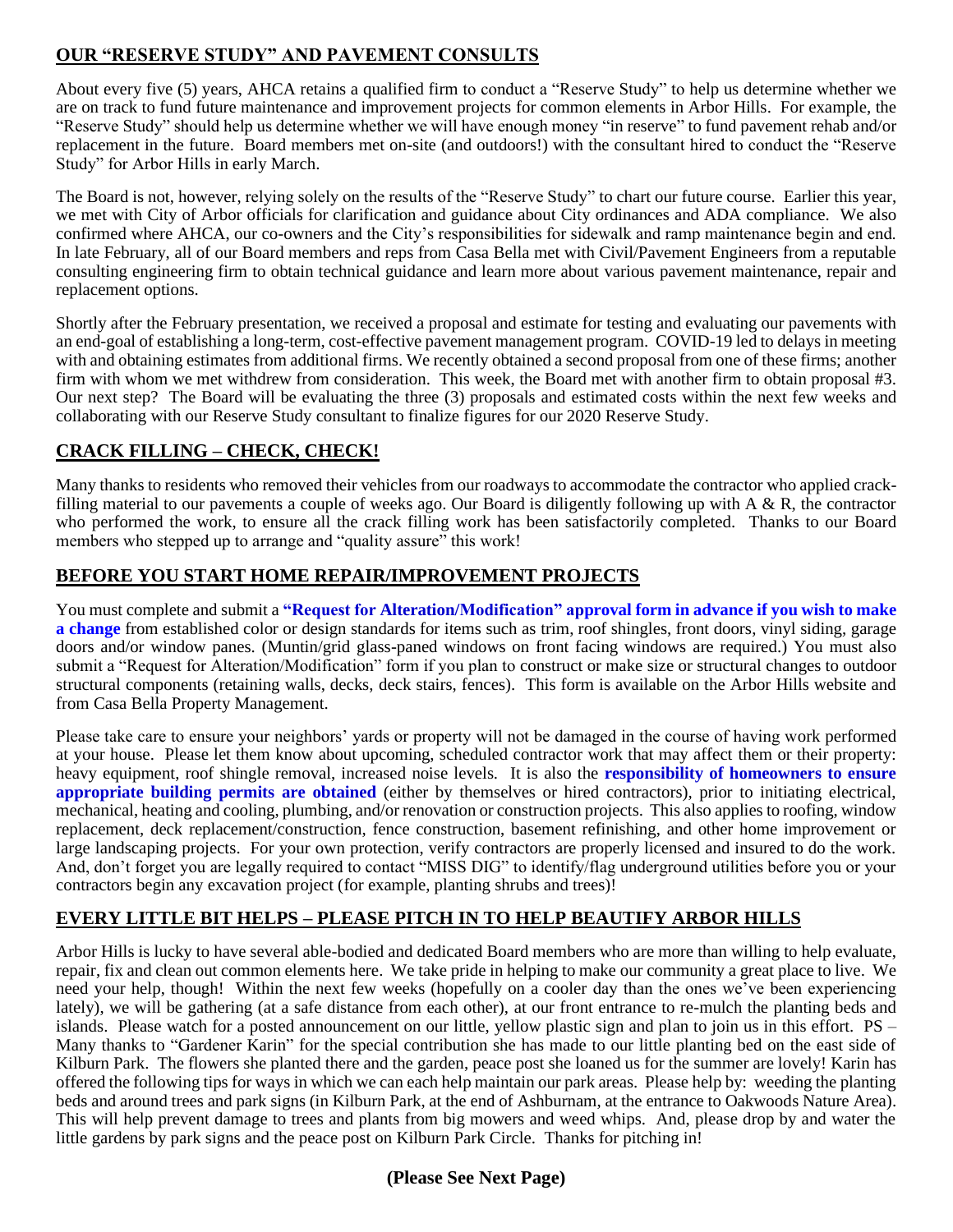## **OUR "RESERVE STUDY" AND PAVEMENT CONSULTS**

About every five (5) years, AHCA retains a qualified firm to conduct a "Reserve Study" to help us determine whether we are on track to fund future maintenance and improvement projects for common elements in Arbor Hills. For example, the "Reserve Study" should help us determine whether we will have enough money "in reserve" to fund pavement rehab and/or replacement in the future. Board members met on-site (and outdoors!) with the consultant hired to conduct the "Reserve Study" for Arbor Hills in early March.

The Board is not, however, relying solely on the results of the "Reserve Study" to chart our future course. Earlier this year, we met with City of Arbor officials for clarification and guidance about City ordinances and ADA compliance. We also confirmed where AHCA, our co-owners and the City's responsibilities for sidewalk and ramp maintenance begin and end. In late February, all of our Board members and reps from Casa Bella met with Civil/Pavement Engineers from a reputable consulting engineering firm to obtain technical guidance and learn more about various pavement maintenance, repair and replacement options.

Shortly after the February presentation, we received a proposal and estimate for testing and evaluating our pavements with an end-goal of establishing a long-term, cost-effective pavement management program. COVID-19 led to delays in meeting with and obtaining estimates from additional firms. We recently obtained a second proposal from one of these firms; another firm with whom we met withdrew from consideration. This week, the Board met with another firm to obtain proposal #3. Our next step? The Board will be evaluating the three (3) proposals and estimated costs within the next few weeks and collaborating with our Reserve Study consultant to finalize figures for our 2020 Reserve Study.

## **CRACK FILLING – CHECK, CHECK!**

Many thanks to residents who removed their vehicles from our roadways to accommodate the contractor who applied crack-filling material to our pavements a couple of weeks ago. Our Board is diligently following up with A & R, the contractor who performed the work, to ensure all the crack filling work has been satisfactorily completed. Thanks to our Board members who stepped up to arrange and "quality assure" this work!

## **BEFORE YOU START HOME REPAIR/IMPROVEMENT PROJECTS**

You must complete and submit a **"Request for Alteration/Modification" approval form in advance if you wish to make a change** from established color or design standards for items such as trim, roof shingles, front doors, vinyl siding, garage doors and/or window panes. (Muntin/grid glass-paned windows on front facing windows are required.) You must also submit a "Request for Alteration/Modification" form if you plan to construct or make size or structural changes to outdoor structural components (retaining walls, decks, deck stairs, fences). This form is available on the Arbor Hills website and from Casa Bella Property Management.

Please take care to ensure your neighbors' yards or property will not be damaged in the course of having work performed at your house. Please let them know about upcoming, scheduled contractor work that may affect them or their property: heavy equipment, roof shingle removal, increased noise levels. It is also the **responsibility of homeowners to ensure appropriate building permits are obtained** (either by themselves or hired contractors), prior to initiating electrical, mechanical, heating and cooling, plumbing, and/or renovation or construction projects. This also applies to roofing, window replacement, deck replacement/construction, fence construction, basement refinishing, and other home improvement or large landscaping projects. For your own protection, verify contractors are properly licensed and insured to do the work. And, don't forget you are legally required to contact "MISS DIG" to identify/flag underground utilities before you or your contractors begin any excavation project (for example, planting shrubs and trees)!

## **EVERY LITTLE BIT HELPS – PLEASE PITCH IN TO HELP BEAUTIFY ARBOR HILLS**

Arbor Hills is lucky to have several able-bodied and dedicated Board members who are more than willing to help evaluate, repair, fix and clean out common elements here. We take pride in helping to make our community a great place to live. We need your help, though! Within the next few weeks (hopefully on a cooler day than the ones we've been experiencing lately), we will be gathering (at a safe distance from each other), at our front entrance to re-mulch the planting beds and islands. Please watch for a posted announcement on our little, yellow plastic sign and plan to join us in this effort. PS – Many thanks to "Gardener Karin" for the special contribution she has made to our little planting bed on the east side of Kilburn Park. The flowers she planted there and the garden, peace post she loaned us for the summer are lovely! Karin has offered the following tips for ways in which we can each help maintain our park areas. Please help by: weeding the planting beds and around trees and park signs (in Kilburn Park, at the end of Ashburnam, at the entrance to Oakwoods Nature Area). This will help prevent damage to trees and plants from big mowers and weed whips. And, please drop by and water the little gardens by park signs and the peace post on Kilburn Park Circle. Thanks for pitching in!

**(Please See Next Page)**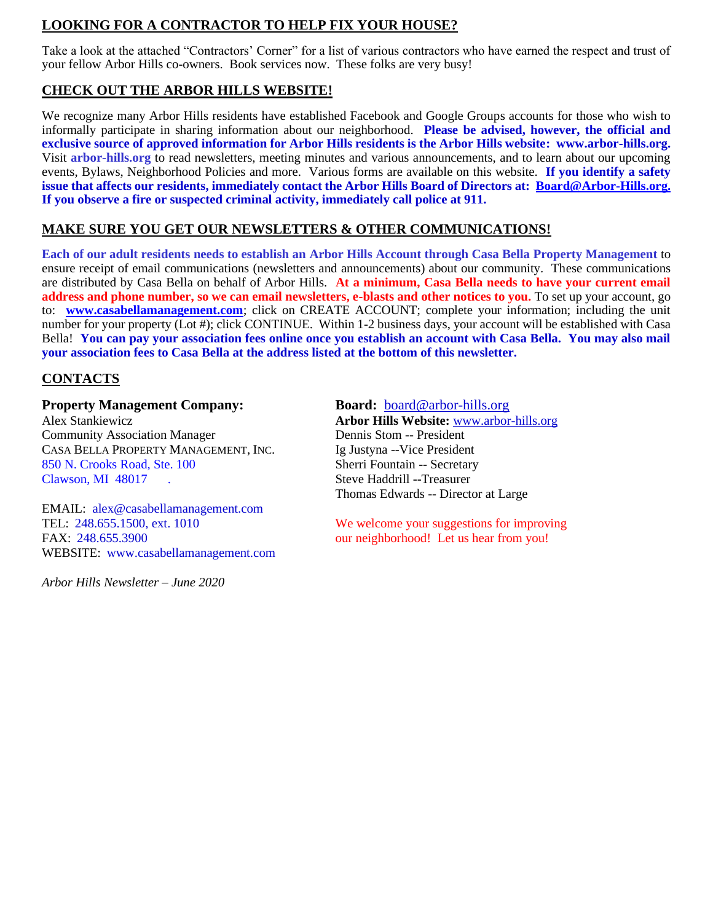## LOOKING FOR A CONTRACTOR TO HELP FIX YOUR HOUSE?

Take a look at the attached "Contractors' Corner" for a list of various contractors who have earned the respect and trust of your fellow Arbor Hills co-owners. Book services now. These folks are very busy!

## CHECK OUT THE ARBOR HILLS WEBSITE!

We recognize many Arbor Hills residents have established Facebook and Google Groups accounts for those who wish to informally participate in sharing information about our neighborhood. **Please be advised, however, the official and exclusive source of approved information for Arbor Hills residents is the Arbor Hills website: www.arbor-hills.org.** Visit **arbor-hills.org** to read newsletters, meeting minutes and various announcements, and to learn about our upcoming events, Bylaws, Neighborhood Policies and more. Various forms are available on this website. **If you identify a safety issue that affects our residents, immediately contact the Arbor Hills Board of Directors at: Board@Arbor-Hills.org. If you observe a fire or suspected criminal activity, immediately call police at 911.**

## MAKE SURE YOU GET OUR NEWSLETTERS & OTHER COMMUNICATIONS!

**Each of our adult residents needs to establish an Arbor Hills Account through Casa Bella Property Management** to ensure receipt of email communications (newsletters and announcements) about our community. These communications are distributed by Casa Bella on behalf of Arbor Hills. **At a minimum, Casa Bella needs to have your current email address and phone number, so we can email newsletters, e-blasts and other notices to you.** To set up your account, go to: **www.casabellamanagement.com**; click on CREATE ACCOUNT; complete your information; including the unit number for your property (Lot #); click CONTINUE. Within 1-2 business days, your account will be established with Casa Bella! **You can pay your association fees online once you establish an account with Casa Bella. You may also mail your association fees to Casa Bella at the address listed at the bottom of this newsletter.**

## CONTACTS

**Property Management Company:**
Alex Stankiewicz
Community Association Manager
CASA BELLA PROPERTY MANAGEMENT, INC.
850 N. Crooks Road, Ste. 100
Clawson, MI 48017 .

EMAIL: alex@casabellamanagement.com
TEL: 248.655.1500, ext. 1010
FAX: 248.655.3900
WEBSITE: www.casabellamanagement.com

**Board:** board@arbor-hills.org
**Arbor Hills Website:** www.arbor-hills.org
Dennis Stom -- President
Ig Justyna --Vice President
Sherri Fountain -- Secretary
Steve Haddrill --Treasurer
Thomas Edwards -- Director at Large

We welcome your suggestions for improving our neighborhood! Let us hear from you!

*Arbor Hills Newsletter – June 2020*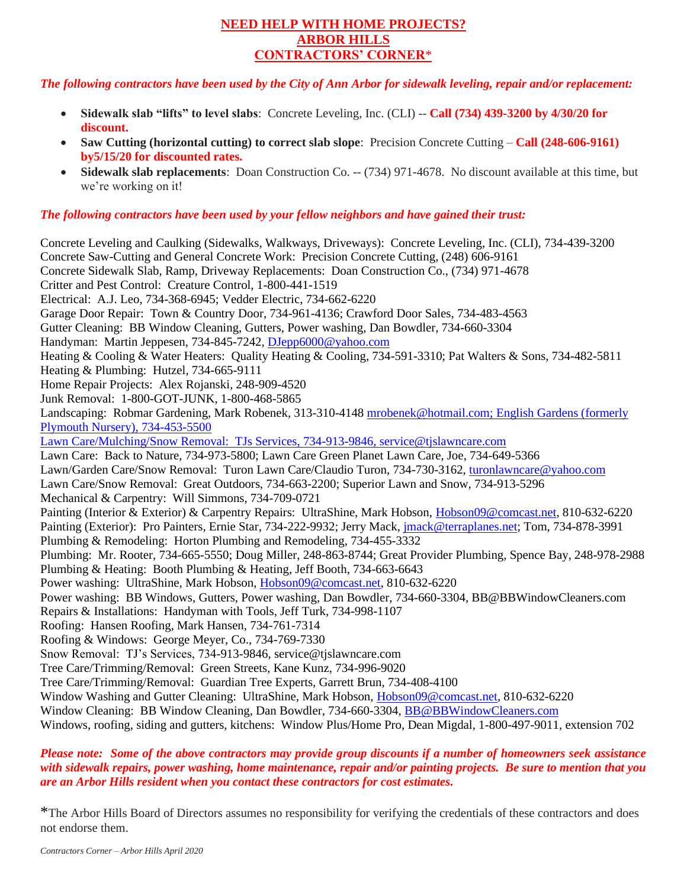# NEED HELP WITH HOME PROJECTS?
# ARBOR HILLS
# CONTRACTORS' CORNER*

***The following contractors have been used by the City of Ann Arbor for sidewalk leveling, repair and/or replacement:***

- **Sidewalk slab "lifts" to level slabs**: Concrete Leveling, Inc. (CLI) -- **Call (734) 439-3200 by 4/30/20 for discount.**
- **Saw Cutting (horizontal cutting) to correct slab slope**: Precision Concrete Cutting – **Call (248-606-9161) by5/15/20 for discounted rates.**
- **Sidewalk slab replacements**: Doan Construction Co. -- (734) 971-4678. No discount available at this time, but we're working on it!

***The following contractors have been used by your fellow neighbors and have gained their trust:***

Concrete Leveling and Caulking (Sidewalks, Walkways, Driveways): Concrete Leveling, Inc. (CLI), 734-439-3200
Concrete Saw-Cutting and General Concrete Work: Precision Concrete Cutting, (248) 606-9161
Concrete Sidewalk Slab, Ramp, Driveway Replacements: Doan Construction Co., (734) 971-4678
Critter and Pest Control: Creature Control, 1-800-441-1519
Electrical: A.J. Leo, 734-368-6945; Vedder Electric, 734-662-6220
Garage Door Repair: Town & Country Door, 734-961-4136; Crawford Door Sales, 734-483-4563
Gutter Cleaning: BB Window Cleaning, Gutters, Power washing, Dan Bowdler, 734-660-3304
Handyman: Martin Jeppesen, 734-845-7242, DJepp6000@yahoo.com
Heating & Cooling & Water Heaters: Quality Heating & Cooling, 734-591-3310; Pat Walters & Sons, 734-482-5811
Heating & Plumbing: Hutzel, 734-665-9111
Home Repair Projects: Alex Rojanski, 248-909-4520
Junk Removal: 1-800-GOT-JUNK, 1-800-468-5865
Landscaping: Robmar Gardening, Mark Robenek, 313-310-4148 mrobenek@hotmail.com; English Gardens (formerly Plymouth Nursery), 734-453-5500
Lawn Care/Mulching/Snow Removal: TJs Services, 734-913-9846, service@tjslawncare.com
Lawn Care: Back to Nature, 734-973-5800; Lawn Care Green Planet Lawn Care, Joe, 734-649-5366
Lawn/Garden Care/Snow Removal: Turon Lawn Care/Claudio Turon, 734-730-3162, turonlawncare@yahoo.com
Lawn Care/Snow Removal: Great Outdoors, 734-663-2200; Superior Lawn and Snow, 734-913-5296
Mechanical & Carpentry: Will Simmons, 734-709-0721
Painting (Interior & Exterior) & Carpentry Repairs: UltraShine, Mark Hobson, Hobson09@comcast.net, 810-632-6220
Painting (Exterior): Pro Painters, Ernie Star, 734-222-9932; Jerry Mack, jmack@terraplanes.net; Tom, 734-878-3991
Plumbing & Remodeling: Horton Plumbing and Remodeling, 734-455-3332
Plumbing: Mr. Rooter, 734-665-5550; Doug Miller, 248-863-8744; Great Provider Plumbing, Spence Bay, 248-978-2988
Plumbing & Heating: Booth Plumbing & Heating, Jeff Booth, 734-663-6643
Power washing: UltraShine, Mark Hobson, Hobson09@comcast.net, 810-632-6220
Power washing: BB Windows, Gutters, Power washing, Dan Bowdler, 734-660-3304, BB@BBWindowCleaners.com
Repairs & Installations: Handyman with Tools, Jeff Turk, 734-998-1107
Roofing: Hansen Roofing, Mark Hansen, 734-761-7314
Roofing & Windows: George Meyer, Co., 734-769-7330
Snow Removal: TJ's Services, 734-913-9846, service@tjslawncare.com
Tree Care/Trimming/Removal: Green Streets, Kane Kunz, 734-996-9020
Tree Care/Trimming/Removal: Guardian Tree Experts, Garrett Brun, 734-408-4100
Window Washing and Gutter Cleaning: UltraShine, Mark Hobson, Hobson09@comcast.net, 810-632-6220
Window Cleaning: BB Window Cleaning, Dan Bowdler, 734-660-3304, BB@BBWindowCleaners.com
Windows, roofing, siding and gutters, kitchens: Window Plus/Home Pro, Dean Migdal, 1-800-497-9011, extension 702

***Please note: Some of the above contractors may provide group discounts if a number of homeowners seek assistance with sidewalk repairs, power washing, home maintenance, repair and/or painting projects. Be sure to mention that you are an Arbor Hills resident when you contact these contractors for cost estimates.***

*The Arbor Hills Board of Directors assumes no responsibility for verifying the credentials of these contractors and does not endorse them.

*Contractors Corner – Arbor Hills April 2020*